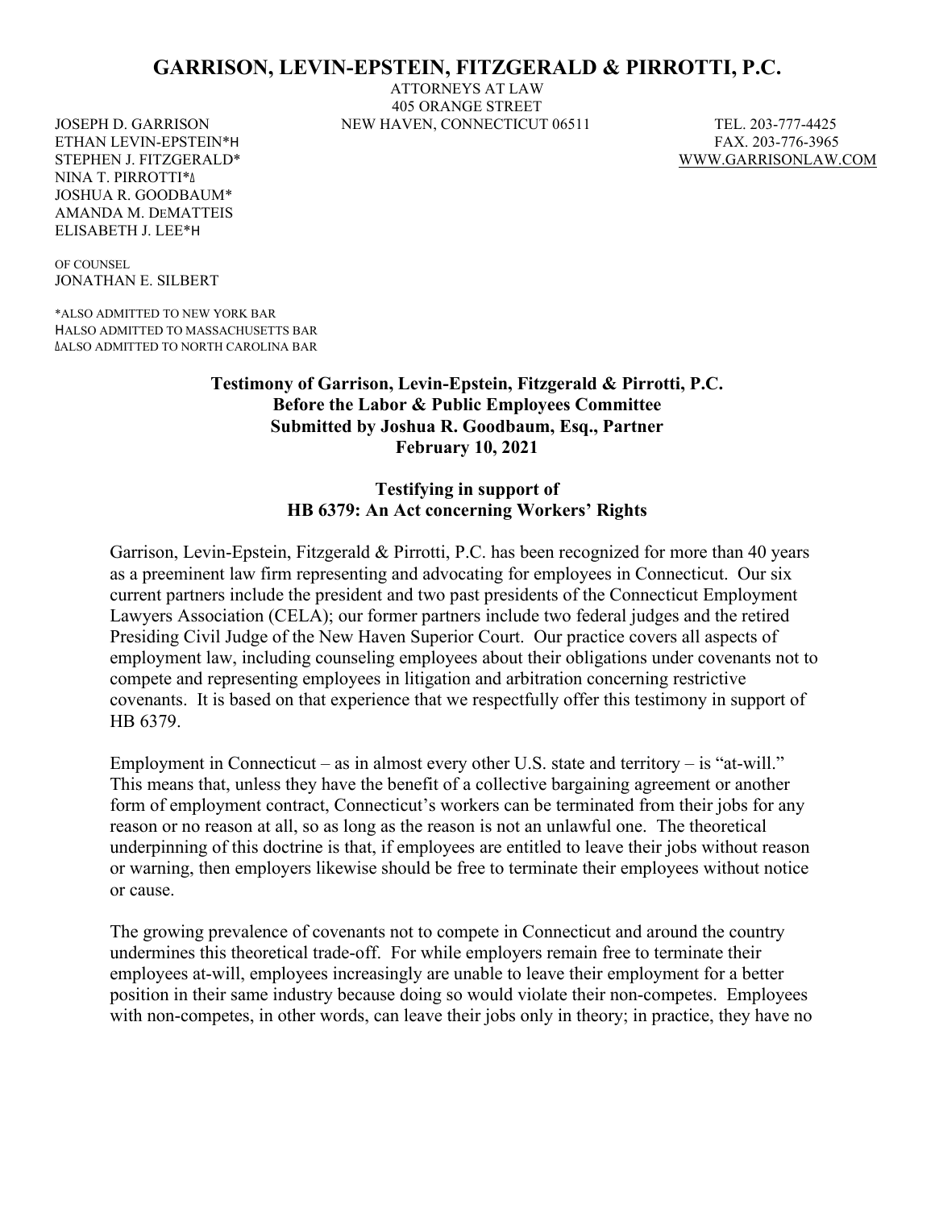# GARRISON, LEVIN-EPSTEIN, FITZGERALD & PIRROTTI, P.C.

ATTORNEYS AT LAW
405 ORANGE STREET
NEW HAVEN, CONNECTICUT 06511

TEL. 203-777-4425
FAX. 203-776-3965
WWW.GARRISONLAW.COM

JOSEPH D. GARRISON
ETHAN LEVIN-EPSTEIN*H
STEPHEN J. FITZGERALD*
NINA T. PIRROTTI*Δ
JOSHUA R. GOODBAUM*
AMANDA M. DEMATTEIS
ELISABETH J. LEE*H

OF COUNSEL
JONATHAN E. SILBERT

*ALSO ADMITTED TO NEW YORK BAR
HALSO ADMITTED TO MASSACHUSETTS BAR
ΔALSO ADMITTED TO NORTH CAROLINA BAR

**Testimony of Garrison, Levin-Epstein, Fitzgerald & Pirrotti, P.C.**
**Before the Labor & Public Employees Committee**
**Submitted by Joshua R. Goodbaum, Esq., Partner**
**February 10, 2021**

**Testifying in support of**
**HB 6379: An Act concerning Workers' Rights**

Garrison, Levin-Epstein, Fitzgerald & Pirrotti, P.C. has been recognized for more than 40 years as a preeminent law firm representing and advocating for employees in Connecticut. Our six current partners include the president and two past presidents of the Connecticut Employment Lawyers Association (CELA); our former partners include two federal judges and the retired Presiding Civil Judge of the New Haven Superior Court. Our practice covers all aspects of employment law, including counseling employees about their obligations under covenants not to compete and representing employees in litigation and arbitration concerning restrictive covenants. It is based on that experience that we respectfully offer this testimony in support of HB 6379.

Employment in Connecticut – as in almost every other U.S. state and territory – is "at-will." This means that, unless they have the benefit of a collective bargaining agreement or another form of employment contract, Connecticut's workers can be terminated from their jobs for any reason or no reason at all, so as long as the reason is not an unlawful one. The theoretical underpinning of this doctrine is that, if employees are entitled to leave their jobs without reason or warning, then employers likewise should be free to terminate their employees without notice or cause.

The growing prevalence of covenants not to compete in Connecticut and around the country undermines this theoretical trade-off. For while employers remain free to terminate their employees at-will, employees increasingly are unable to leave their employment for a better position in their same industry because doing so would violate their non-competes. Employees with non-competes, in other words, can leave their jobs only in theory; in practice, they have no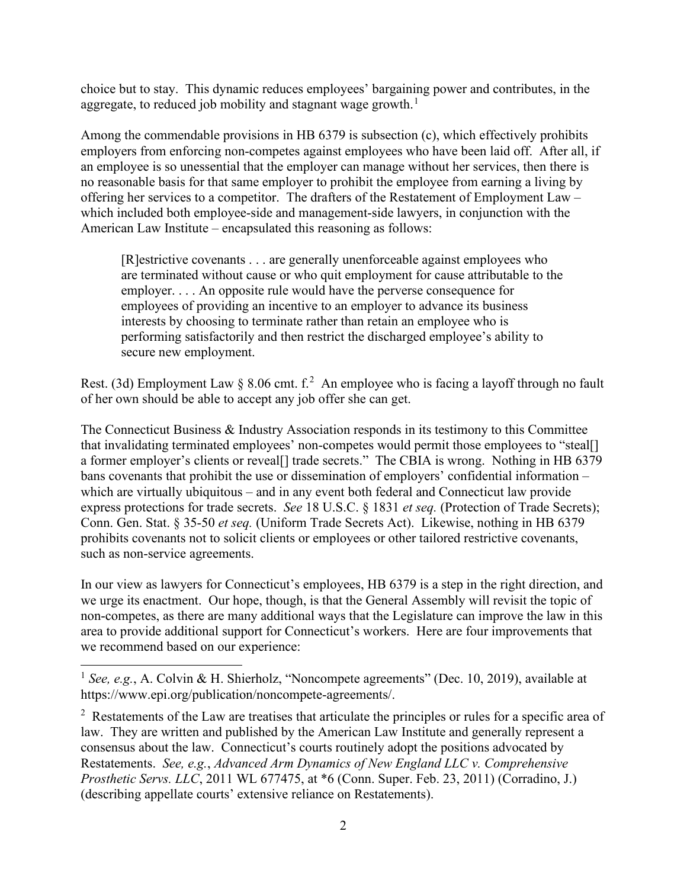choice but to stay. This dynamic reduces employees' bargaining power and contributes, in the aggregate, to reduced job mobility and stagnant wage growth.[1]

Among the commendable provisions in HB 6379 is subsection (c), which effectively prohibits employers from enforcing non-competes against employees who have been laid off. After all, if an employee is so unessential that the employer can manage without her services, then there is no reasonable basis for that same employer to prohibit the employee from earning a living by offering her services to a competitor. The drafters of the Restatement of Employment Law – which included both employee-side and management-side lawyers, in conjunction with the American Law Institute – encapsulated this reasoning as follows:

> [R]estrictive covenants . . . are generally unenforceable against employees who are terminated without cause or who quit employment for cause attributable to the employer. . . . An opposite rule would have the perverse consequence for employees of providing an incentive to an employer to advance its business interests by choosing to terminate rather than retain an employee who is performing satisfactorily and then restrict the discharged employee's ability to secure new employment.

Rest. (3d) Employment Law § 8.06 cmt. f.[2] An employee who is facing a layoff through no fault of her own should be able to accept any job offer she can get.

The Connecticut Business & Industry Association responds in its testimony to this Committee that invalidating terminated employees' non-competes would permit those employees to "steal[] a former employer's clients or reveal[] trade secrets." The CBIA is wrong. Nothing in HB 6379 bans covenants that prohibit the use or dissemination of employers' confidential information – which are virtually ubiquitous – and in any event both federal and Connecticut law provide express protections for trade secrets. *See* 18 U.S.C. § 1831 *et seq.* (Protection of Trade Secrets); Conn. Gen. Stat. § 35-50 *et seq.* (Uniform Trade Secrets Act). Likewise, nothing in HB 6379 prohibits covenants not to solicit clients or employees or other tailored restrictive covenants, such as non-service agreements.

In our view as lawyers for Connecticut's employees, HB 6379 is a step in the right direction, and we urge its enactment. Our hope, though, is that the General Assembly will revisit the topic of non-competes, as there are many additional ways that the Legislature can improve the law in this area to provide additional support for Connecticut's workers. Here are four improvements that we recommend based on our experience:

---

[1] *See, e.g.*, A. Colvin & H. Shierholz, "Noncompete agreements" (Dec. 10, 2019), available at https://www.epi.org/publication/noncompete-agreements/.

[2] Restatements of the Law are treatises that articulate the principles or rules for a specific area of law. They are written and published by the American Law Institute and generally represent a consensus about the law. Connecticut's courts routinely adopt the positions advocated by Restatements. *See, e.g.*, *Advanced Arm Dynamics of New England LLC v. Comprehensive Prosthetic Servs. LLC*, 2011 WL 677475, at *6 (Conn. Super. Feb. 23, 2011) (Corradino, J.) (describing appellate courts' extensive reliance on Restatements).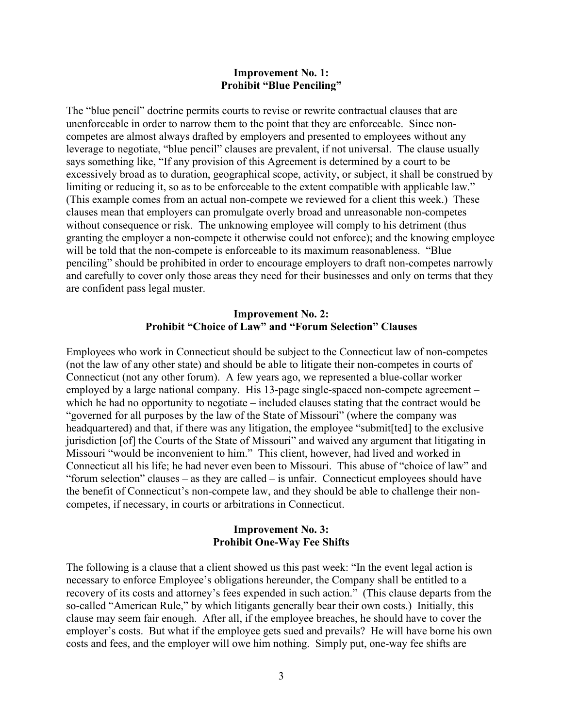**Improvement No. 1:**
**Prohibit "Blue Penciling"**

The "blue pencil" doctrine permits courts to revise or rewrite contractual clauses that are unenforceable in order to narrow them to the point that they are enforceable. Since non-competes are almost always drafted by employers and presented to employees without any leverage to negotiate, "blue pencil" clauses are prevalent, if not universal. The clause usually says something like, "If any provision of this Agreement is determined by a court to be excessively broad as to duration, geographical scope, activity, or subject, it shall be construed by limiting or reducing it, so as to be enforceable to the extent compatible with applicable law." (This example comes from an actual non-compete we reviewed for a client this week.) These clauses mean that employers can promulgate overly broad and unreasonable non-competes without consequence or risk. The unknowing employee will comply to his detriment (thus granting the employer a non-compete it otherwise could not enforce); and the knowing employee will be told that the non-compete is enforceable to its maximum reasonableness. "Blue penciling" should be prohibited in order to encourage employers to draft non-competes narrowly and carefully to cover only those areas they need for their businesses and only on terms that they are confident pass legal muster.

**Improvement No. 2:**
**Prohibit "Choice of Law" and "Forum Selection" Clauses**

Employees who work in Connecticut should be subject to the Connecticut law of non-competes (not the law of any other state) and should be able to litigate their non-competes in courts of Connecticut (not any other forum). A few years ago, we represented a blue-collar worker employed by a large national company. His 13-page single-spaced non-compete agreement – which he had no opportunity to negotiate – included clauses stating that the contract would be "governed for all purposes by the law of the State of Missouri" (where the company was headquartered) and that, if there was any litigation, the employee "submit[ted] to the exclusive jurisdiction [of] the Courts of the State of Missouri" and waived any argument that litigating in Missouri "would be inconvenient to him." This client, however, had lived and worked in Connecticut all his life; he had never even been to Missouri. This abuse of "choice of law" and "forum selection" clauses – as they are called – is unfair. Connecticut employees should have the benefit of Connecticut's non-compete law, and they should be able to challenge their non-competes, if necessary, in courts or arbitrations in Connecticut.

**Improvement No. 3:**
**Prohibit One-Way Fee Shifts**

The following is a clause that a client showed us this past week: "In the event legal action is necessary to enforce Employee's obligations hereunder, the Company shall be entitled to a recovery of its costs and attorney's fees expended in such action." (This clause departs from the so-called "American Rule," by which litigants generally bear their own costs.) Initially, this clause may seem fair enough. After all, if the employee breaches, he should have to cover the employer's costs. But what if the employee gets sued and prevails? He will have borne his own costs and fees, and the employer will owe him nothing. Simply put, one-way fee shifts are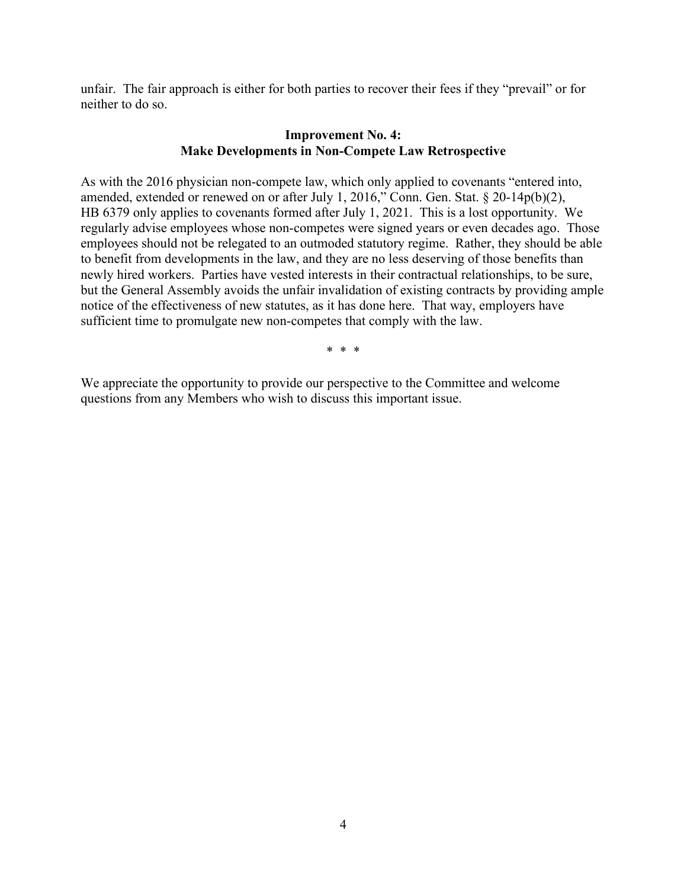unfair. The fair approach is either for both parties to recover their fees if they "prevail" or for neither to do so.

**Improvement No. 4:**
**Make Developments in Non-Compete Law Retrospective**

As with the 2016 physician non-compete law, which only applied to covenants "entered into, amended, extended or renewed on or after July 1, 2016," Conn. Gen. Stat. § 20-14p(b)(2), HB 6379 only applies to covenants formed after July 1, 2021. This is a lost opportunity. We regularly advise employees whose non-competes were signed years or even decades ago. Those employees should not be relegated to an outmoded statutory regime. Rather, they should be able to benefit from developments in the law, and they are no less deserving of those benefits than newly hired workers. Parties have vested interests in their contractual relationships, to be sure, but the General Assembly avoids the unfair invalidation of existing contracts by providing ample notice of the effectiveness of new statutes, as it has done here. That way, employers have sufficient time to promulgate new non-competes that comply with the law.

\* \* \*

We appreciate the opportunity to provide our perspective to the Committee and welcome questions from any Members who wish to discuss this important issue.